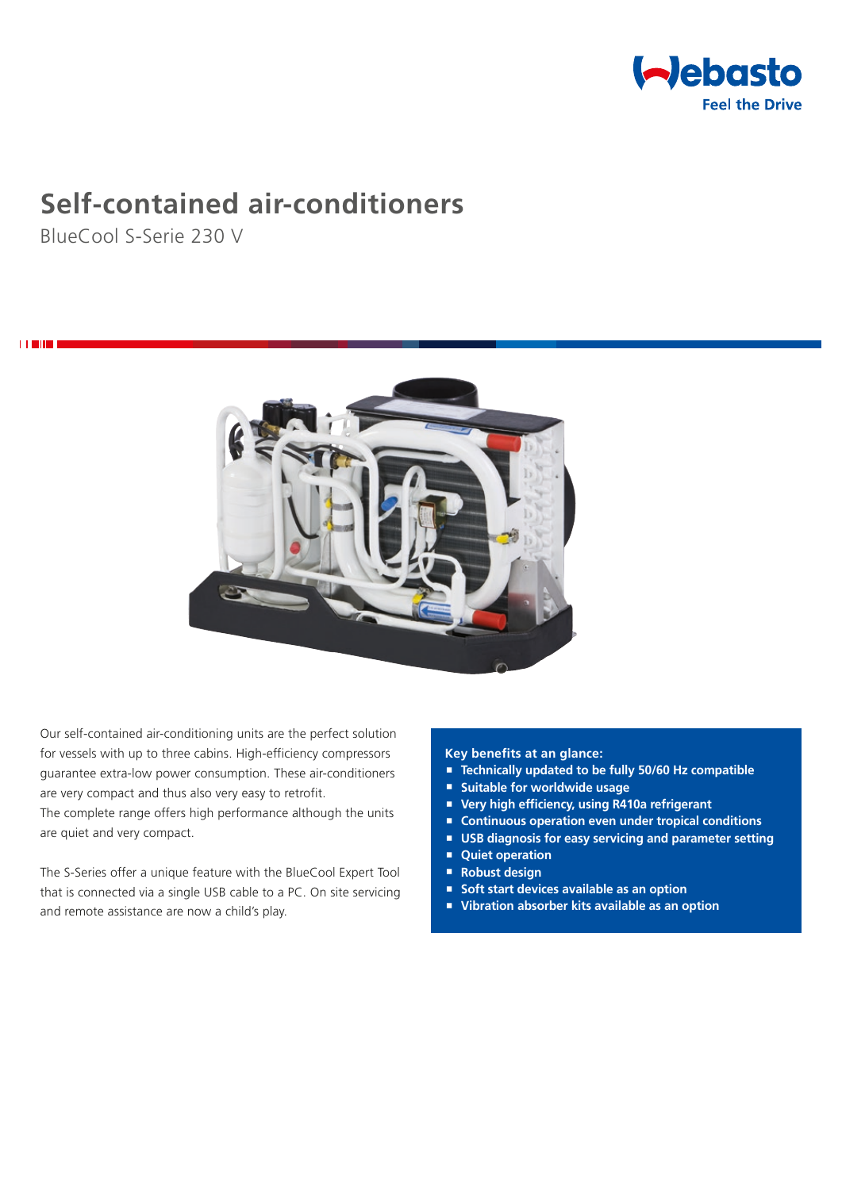Webasto
Feel the Drive

# Self-contained air-conditioners

BlueCool S-Serie 230 V

Our self-contained air-conditioning units are the perfect solution for vessels with up to three cabins. High-efficiency compressors guarantee extra-low power consumption. These air-conditioners are very compact and thus also very easy to retrofit.
The complete range offers high performance although the units are quiet and very compact.

The S-Series offer a unique feature with the BlueCool Expert Tool that is connected via a single USB cable to a PC. On site servicing and remote assistance are now a child's play.

**Key benefits at an glance:**

- **Technically updated to be fully 50/60 Hz compatible**
- **Suitable for worldwide usage**
- **Very high efficiency, using R410a refrigerant**
- **Continuous operation even under tropical conditions**
- **USB diagnosis for easy servicing and parameter setting**
- **Quiet operation**
- **Robust design**
- **Soft start devices available as an option**
- **Vibration absorber kits available as an option**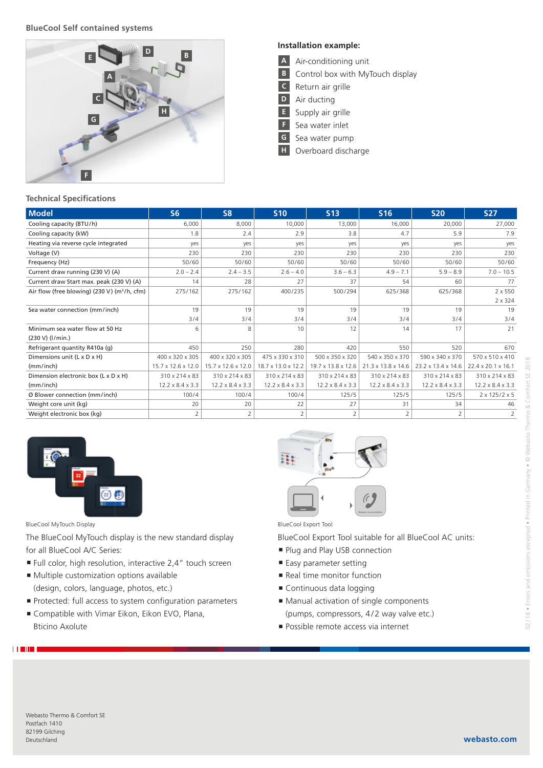## BlueCool Self contained systems

### Installation example:

- **A** Air-conditioning unit
- **B** Control box with MyTouch display
- **C** Return air grille
- **D** Air ducting
- **E** Supply air grille
- **F** Sea water inlet
- **G** Sea water pump
- **H** Overboard discharge

## Technical Specifications

| Model | S6 | S8 | S10 | S13 | S16 | S20 | S27 |
|---|---|---|---|---|---|---|---|
| Cooling capacity (BTU/h) | 6,000 | 8,000 | 10,000 | 13,000 | 16,000 | 20,000 | 27,000 |
| Cooling capacity (kW) | 1.8 | 2.4 | 2.9 | 3.8 | 4.7 | 5.9 | 7.9 |
| Heating via reverse cycle integrated | yes | yes | yes | yes | yes | yes | yes |
| Voltage (V) | 230 | 230 | 230 | 230 | 230 | 230 | 230 |
| Frequency (Hz) | 50/60 | 50/60 | 50/60 | 50/60 | 50/60 | 50/60 | 50/60 |
| Current draw running (230 V) (A) | 2.0 – 2.4 | 2.4 – 3.5 | 2.6 – 4.0 | 3.6 – 6.3 | 4.9 – 7.1 | 5.9 – 8.9 | 7.0 – 10.5 |
| Current draw Start max. peak (230 V) (A) | 14 | 28 | 27 | 37 | 54 | 60 | 77 |
| Air flow (free blowing) (230 V) ($m^3$/h, cfm) | 275/162 | 275/162 | 400/235 | 500/294 | 625/368 | 625/368 | 2 x 550<br>2 x 324 |
| Sea water connection (mm/inch) | 19<br>3/4 | 19<br>3/4 | 19<br>3/4 | 19<br>3/4 | 19<br>3/4 | 19<br>3/4 | 19<br>3/4 |
| Minimum sea water flow at 50 Hz (230 V) (l/min.) | 6 | 8 | 10 | 12 | 14 | 17 | 21 |
| Refrigerant quantity R410a (g) | 450 | 250 | 280 | 420 | 550 | 520 | 670 |
| Dimensions unit (L x D x H) (mm/inch) | 400 x 320 x 305<br>15.7 x 12.6 x 12.0 | 400 x 320 x 305<br>15.7 x 12.6 x 12.0 | 475 x 330 x 310<br>18.7 x 13.0 x 12.2 | 500 x 350 x 320<br>19.7 x 13.8 x 12.6 | 540 x 350 x 370<br>21.3 x 13.8 x 14.6 | 590 x 340 x 370<br>23.2 x 13.4 x 14.6 | 570 x 510 x 410<br>22.4 x 20.1 x 16.1 |
| Dimension electronic box (L x D x H) (mm/inch) | 310 x 214 x 83<br>12.2 x 8.4 x 3.3 | 310 x 214 x 83<br>12.2 x 8.4 x 3.3 | 310 x 214 x 83<br>12.2 x 8.4 x 3.3 | 310 x 214 x 83<br>12.2 x 8.4 x 3.3 | 310 x 214 x 83<br>12.2 x 8.4 x 3.3 | 310 x 214 x 83<br>12.2 x 8.4 x 3.3 | 310 x 214 x 83<br>12.2 x 8.4 x 3.3 |
| Ø Blower connection (mm/inch) | 100/4 | 100/4 | 100/4 | 125/5 | 125/5 | 125/5 | 2 x 125/2 x 5 |
| Weight core unit (kg) | 20 | 20 | 22 | 27 | 31 | 34 | 46 |
| Weight electronic box (kg) | 2 | 2 | 2 | 2 | 2 | 2 | 2 |

BlueCool MyTouch Display

The BlueCool MyTouch display is the new standard display for all BlueCool A/C Series:

- Full color, high resolution, interactive 2,4" touch screen
- Multiple customization options available (design, colors, language, photos, etc.)
- Protected: full access to system configuration parameters
- Compatible with Vimar Eikon, Eikon EVO, Plana, Bticino Axolute

BlueCool Export Tool

BlueCool Export Tool suitable for all BlueCool AC units:

- Plug and Play USB connection
- Easy parameter setting
- Real time monitor function
- Continuous data logging
- Manual activation of single components (pumps, compressors, 4/2 way valve etc.)
- Possible remote access via internet

02/18 • Errors and omissions excepted • Printed in Germany • © Webasto Thermo & Comfort SE 2018

Webasto Thermo & Comfort SE
Postfach 1410
82199 Gilching
Deutschland

**webasto.com**